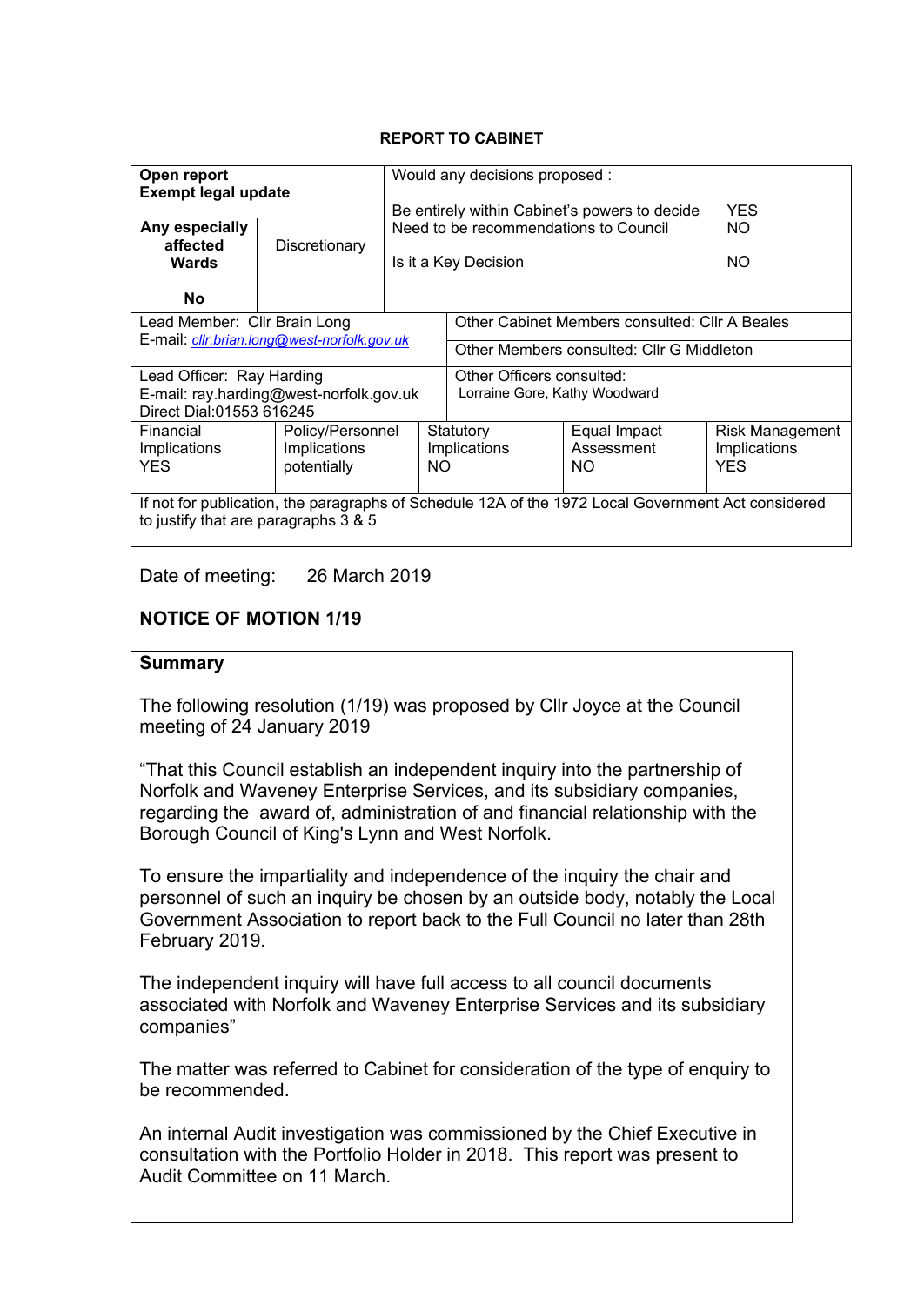**REPORT TO CABINET**

| Open report<br>Exempt legal update | | Would any decisions proposed :<br><br>Be entirely within Cabinet's powers to decide YES<br>Need to be recommendations to Council NO<br><br>Is it a Key Decision NO | | |
|---|---|---|---|---|
| Any especially affected Wards<br><br>No | Discretionary | | | |
| Lead Member: Cllr Brain Long<br>E-mail: *cllr.brian.long@west-norfolk.gov.uk* | | Other Cabinet Members consulted: Cllr A Beales<br><br>Other Members consulted: Cllr G Middleton | | |
| Lead Officer: Ray Harding<br>E-mail: ray.harding@west-norfolk.gov.uk<br>Direct Dial:01553 616245 | | Other Officers consulted:<br>Lorraine Gore, Kathy Woodward | | |
| Financial Implications<br>YES | Policy/Personnel Implications<br>potentially | Statutory Implications<br>NO | Equal Impact Assessment<br>NO | Risk Management Implications<br>YES |
| If not for publication, the paragraphs of Schedule 12A of the 1972 Local Government Act considered to justify that are paragraphs 3 & 5 | | | | |

Date of meeting: 26 March 2019

## NOTICE OF MOTION 1/19

### Summary

The following resolution (1/19) was proposed by Cllr Joyce at the Council meeting of 24 January 2019

"That this Council establish an independent inquiry into the partnership of Norfolk and Waveney Enterprise Services, and its subsidiary companies, regarding the award of, administration of and financial relationship with the Borough Council of King's Lynn and West Norfolk.

To ensure the impartiality and independence of the inquiry the chair and personnel of such an inquiry be chosen by an outside body, notably the Local Government Association to report back to the Full Council no later than 28th February 2019.

The independent inquiry will have full access to all council documents associated with Norfolk and Waveney Enterprise Services and its subsidiary companies"

The matter was referred to Cabinet for consideration of the type of enquiry to be recommended.

An internal Audit investigation was commissioned by the Chief Executive in consultation with the Portfolio Holder in 2018. This report was present to Audit Committee on 11 March.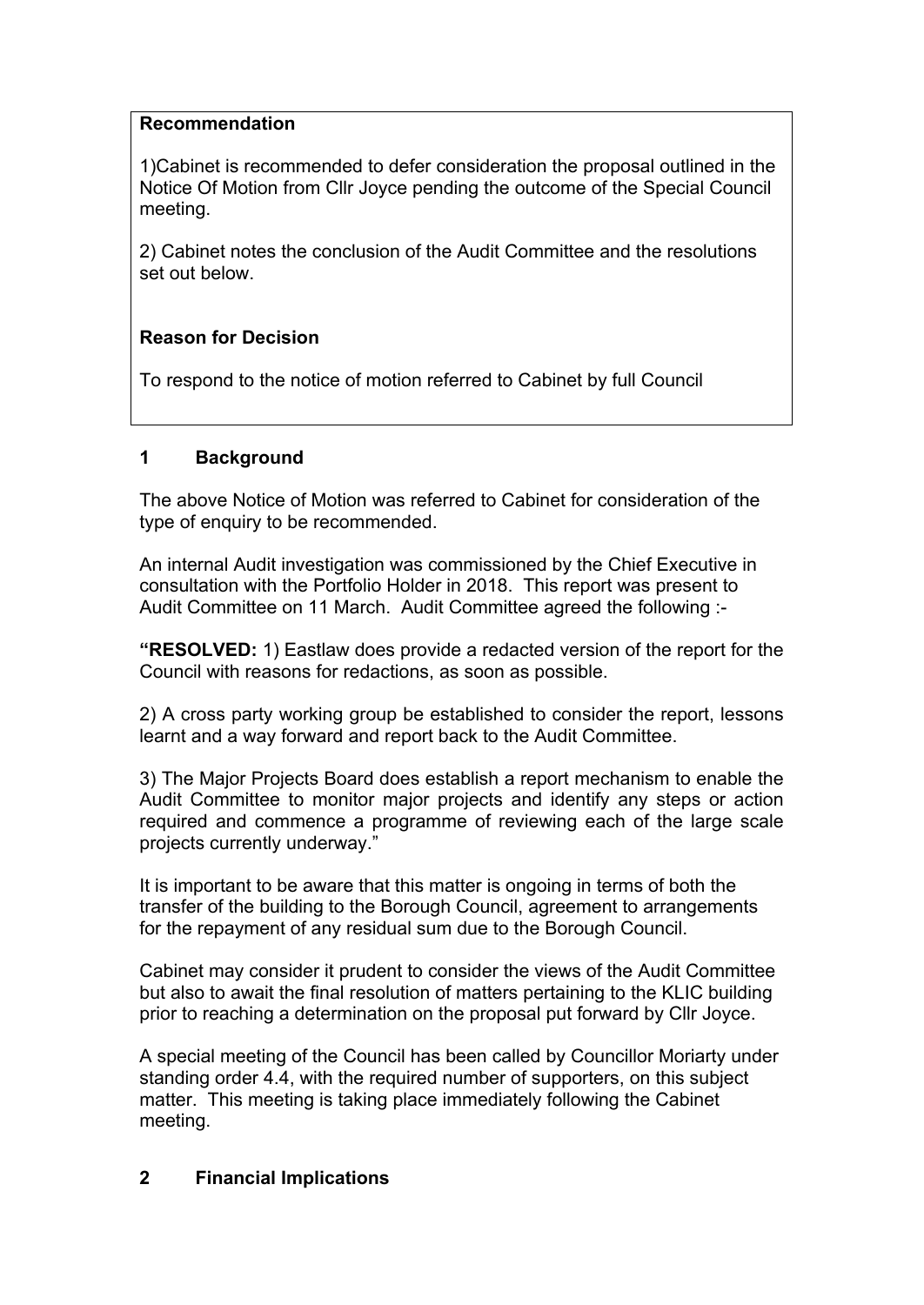**Recommendation**

1)Cabinet is recommended to defer consideration the proposal outlined in the Notice Of Motion from Cllr Joyce pending the outcome of the Special Council meeting.

2) Cabinet notes the conclusion of the Audit Committee and the resolutions set out below.

**Reason for Decision**

To respond to the notice of motion referred to Cabinet by full Council

## 1 Background

The above Notice of Motion was referred to Cabinet for consideration of the type of enquiry to be recommended.

An internal Audit investigation was commissioned by the Chief Executive in consultation with the Portfolio Holder in 2018. This report was present to Audit Committee on 11 March. Audit Committee agreed the following :-

**"RESOLVED:** 1) Eastlaw does provide a redacted version of the report for the Council with reasons for redactions, as soon as possible.

2) A cross party working group be established to consider the report, lessons learnt and a way forward and report back to the Audit Committee.

3) The Major Projects Board does establish a report mechanism to enable the Audit Committee to monitor major projects and identify any steps or action required and commence a programme of reviewing each of the large scale projects currently underway."

It is important to be aware that this matter is ongoing in terms of both the transfer of the building to the Borough Council, agreement to arrangements for the repayment of any residual sum due to the Borough Council.

Cabinet may consider it prudent to consider the views of the Audit Committee but also to await the final resolution of matters pertaining to the KLIC building prior to reaching a determination on the proposal put forward by Cllr Joyce.

A special meeting of the Council has been called by Councillor Moriarty under standing order 4.4, with the required number of supporters, on this subject matter. This meeting is taking place immediately following the Cabinet meeting.

## 2 Financial Implications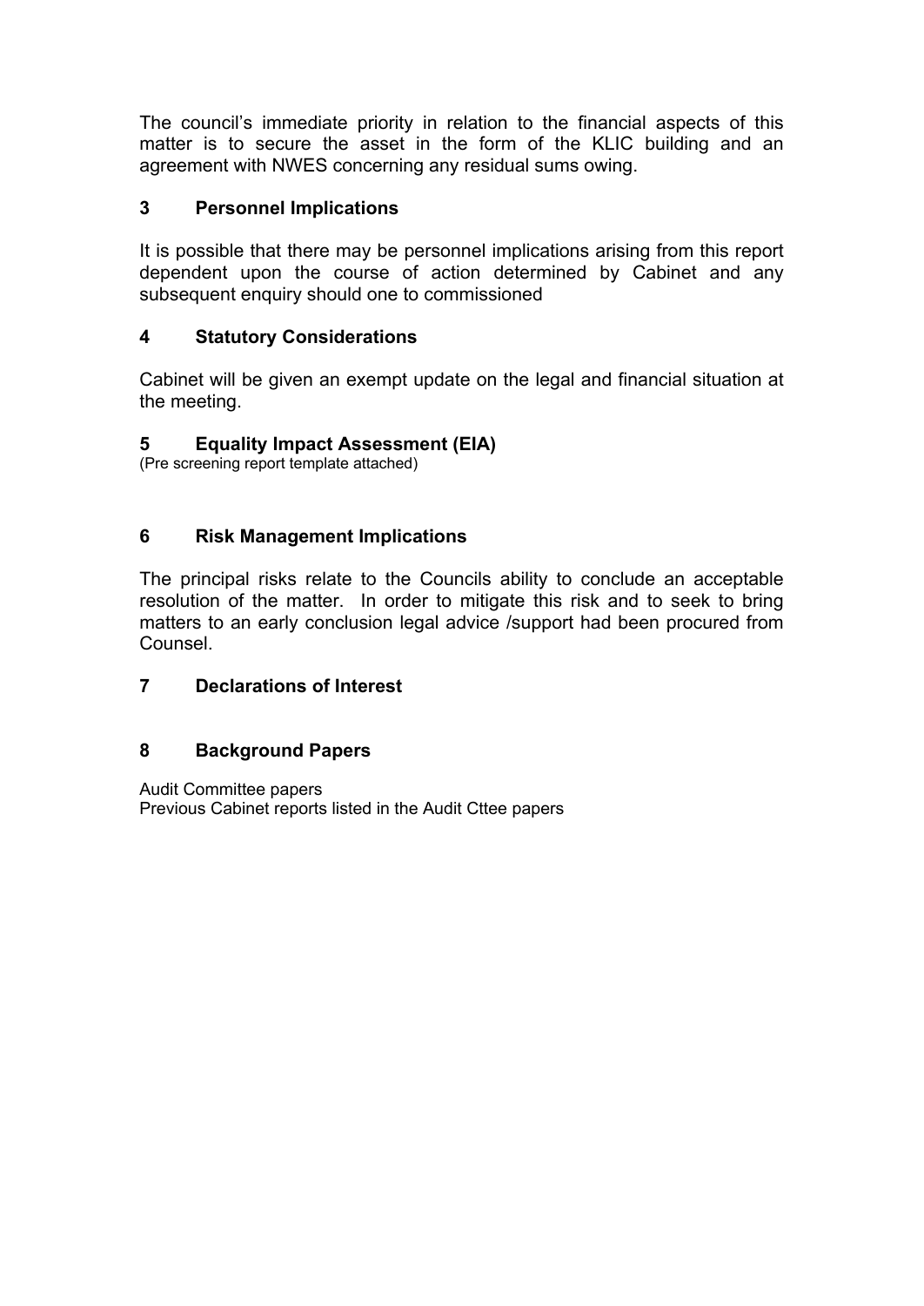The council's immediate priority in relation to the financial aspects of this matter is to secure the asset in the form of the KLIC building and an agreement with NWES concerning any residual sums owing.

## 3 Personnel Implications

It is possible that there may be personnel implications arising from this report dependent upon the course of action determined by Cabinet and any subsequent enquiry should one to commissioned

## 4 Statutory Considerations

Cabinet will be given an exempt update on the legal and financial situation at the meeting.

## 5 Equality Impact Assessment (EIA)

(Pre screening report template attached)

## 6 Risk Management Implications

The principal risks relate to the Councils ability to conclude an acceptable resolution of the matter. In order to mitigate this risk and to seek to bring matters to an early conclusion legal advice /support had been procured from Counsel.

## 7 Declarations of Interest

## 8 Background Papers

Audit Committee papers
Previous Cabinet reports listed in the Audit Cttee papers